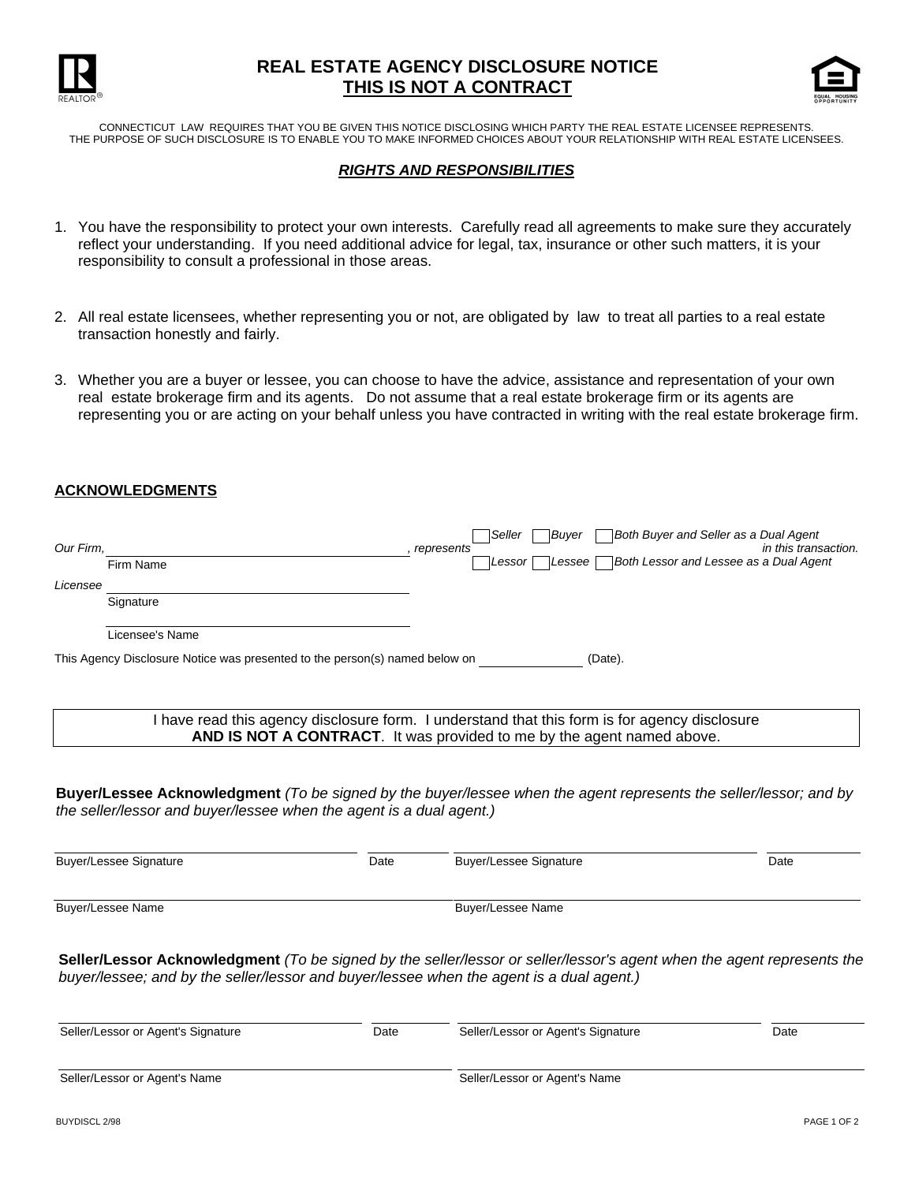# REAL ESTATE AGENCY DISCLOSURE NOTICE

## THIS IS NOT A CONTRACT

CONNECTICUT LAW REQUIRES THAT YOU BE GIVEN THIS NOTICE DISCLOSING WHICH PARTY THE REAL ESTATE LICENSEE REPRESENTS. THE PURPOSE OF SUCH DISCLOSURE IS TO ENABLE YOU TO MAKE INFORMED CHOICES ABOUT YOUR RELATIONSHIP WITH REAL ESTATE LICENSEES.

### *RIGHTS AND RESPONSIBILITIES*

1. You have the responsibility to protect your own interests. Carefully read all agreements to make sure they accurately reflect your understanding. If you need additional advice for legal, tax, insurance or other such matters, it is your responsibility to consult a professional in those areas.

2. All real estate licensees, whether representing you or not, are obligated by law to treat all parties to a real estate transaction honestly and fairly.

3. Whether you are a buyer or lessee, you can choose to have the advice, assistance and representation of your own real estate brokerage firm and its agents. Do not assume that a real estate brokerage firm or its agents are representing you or are acting on your behalf unless you have contracted in writing with the real estate brokerage firm.

### ACKNOWLEDGMENTS

*Our Firm,* ______________________________ *, represents* ☐ *Seller* ☐ *Buyer* ☐ *Both Buyer and Seller as a Dual Agent* / ☐ *Lessor* ☐ *Lessee* ☐ *Both Lessor and Lessee as a Dual Agent* *in this transaction.*

Firm Name

*Licensee* ______________________________

Signature

______________________________

Licensee's Name

This Agency Disclosure Notice was presented to the person(s) named below on ______________ (Date).

> I have read this agency disclosure form. I understand that this form is for agency disclosure **AND IS NOT A CONTRACT**. It was provided to me by the agent named above.

**Buyer/Lessee Acknowledgment** *(To be signed by the buyer/lessee when the agent represents the seller/lessor; and by the seller/lessor and buyer/lessee when the agent is a dual agent.)*

| Buyer/Lessee Signature | Date | Buyer/Lessee Signature | Date |
|---|---|---|---|
| Buyer/Lessee Name | | Buyer/Lessee Name | |

**Seller/Lessor Acknowledgment** *(To be signed by the seller/lessor or seller/lessor's agent when the agent represents the buyer/lessee; and by the seller/lessor and buyer/lessee when the agent is a dual agent.)*

| Seller/Lessor or Agent's Signature | Date | Seller/Lessor or Agent's Signature | Date |
|---|---|---|---|
| Seller/Lessor or Agent's Name | | Seller/Lessor or Agent's Name | |

BUYDISCL 2/98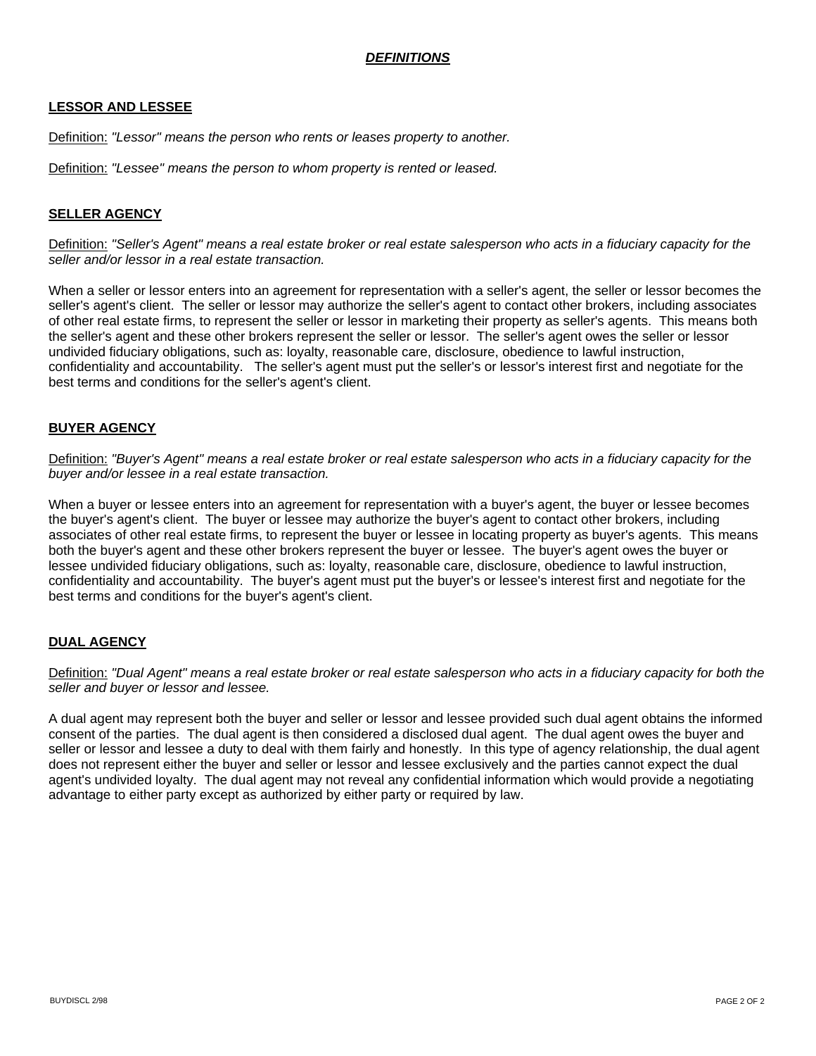# ***DEFINITIONS***

## LESSOR AND LESSEE

Definition: *"Lessor" means the person who rents or leases property to another.*

Definition: *"Lessee" means the person to whom property is rented or leased.*

## SELLER AGENCY

Definition: *"Seller's Agent" means a real estate broker or real estate salesperson who acts in a fiduciary capacity for the seller and/or lessor in a real estate transaction.*

When a seller or lessor enters into an agreement for representation with a seller's agent, the seller or lessor becomes the seller's agent's client. The seller or lessor may authorize the seller's agent to contact other brokers, including associates of other real estate firms, to represent the seller or lessor in marketing their property as seller's agents. This means both the seller's agent and these other brokers represent the seller or lessor. The seller's agent owes the seller or lessor undivided fiduciary obligations, such as: loyalty, reasonable care, disclosure, obedience to lawful instruction, confidentiality and accountability. The seller's agent must put the seller's or lessor's interest first and negotiate for the best terms and conditions for the seller's agent's client.

## BUYER AGENCY

Definition: *"Buyer's Agent" means a real estate broker or real estate salesperson who acts in a fiduciary capacity for the buyer and/or lessee in a real estate transaction.*

When a buyer or lessee enters into an agreement for representation with a buyer's agent, the buyer or lessee becomes the buyer's agent's client. The buyer or lessee may authorize the buyer's agent to contact other brokers, including associates of other real estate firms, to represent the buyer or lessee in locating property as buyer's agents. This means both the buyer's agent and these other brokers represent the buyer or lessee. The buyer's agent owes the buyer or lessee undivided fiduciary obligations, such as: loyalty, reasonable care, disclosure, obedience to lawful instruction, confidentiality and accountability. The buyer's agent must put the buyer's or lessee's interest first and negotiate for the best terms and conditions for the buyer's agent's client.

## DUAL AGENCY

Definition: *"Dual Agent" means a real estate broker or real estate salesperson who acts in a fiduciary capacity for both the seller and buyer or lessor and lessee.*

A dual agent may represent both the buyer and seller or lessor and lessee provided such dual agent obtains the informed consent of the parties. The dual agent is then considered a disclosed dual agent. The dual agent owes the buyer and seller or lessor and lessee a duty to deal with them fairly and honestly. In this type of agency relationship, the dual agent does not represent either the buyer and seller or lessor and lessee exclusively and the parties cannot expect the dual agent's undivided loyalty. The dual agent may not reveal any confidential information which would provide a negotiating advantage to either party except as authorized by either party or required by law.

BUYDISCL 2/98